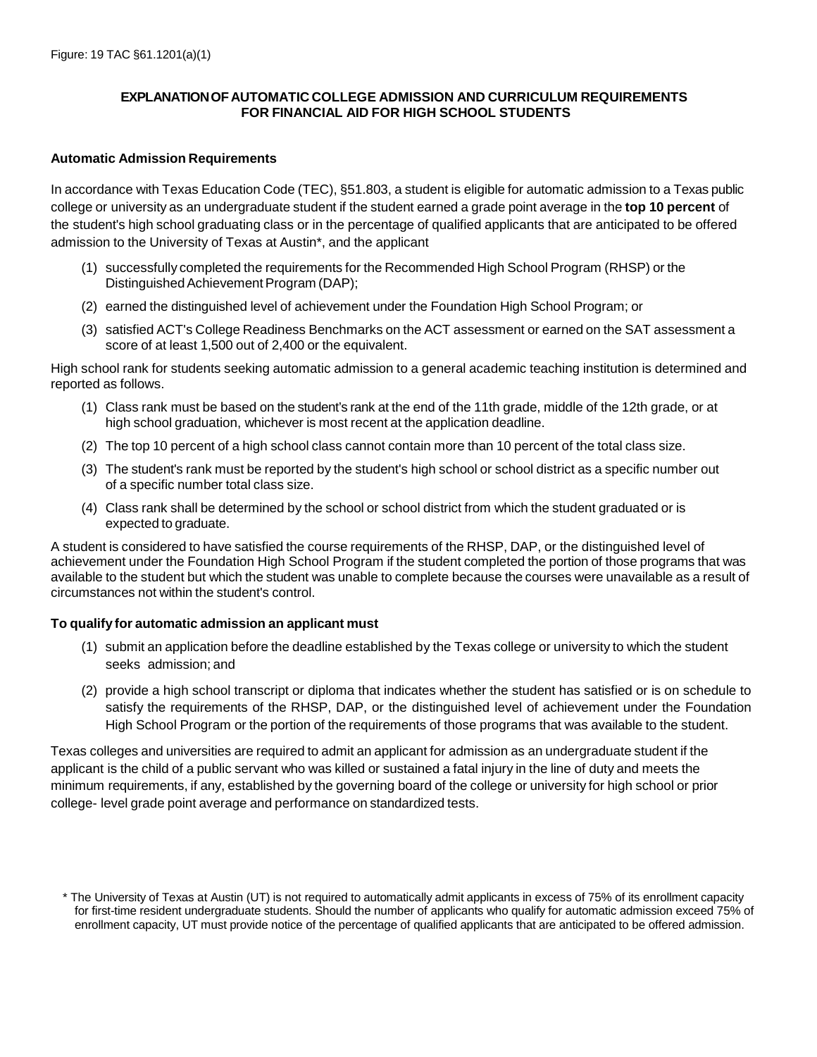Figure: 19 TAC §61.1201(a)(1)

## EXPLANATION OF AUTOMATIC COLLEGE ADMISSION AND CURRICULUM REQUIREMENTS FOR FINANCIAL AID FOR HIGH SCHOOL STUDENTS

### Automatic Admission Requirements

In accordance with Texas Education Code (TEC), §51.803, a student is eligible for automatic admission to a Texas public college or university as an undergraduate student if the student earned a grade point average in the **top 10 percent** of the student's high school graduating class or in the percentage of qualified applicants that are anticipated to be offered admission to the University of Texas at Austin*, and the applicant

(1) successfully completed the requirements for the Recommended High School Program (RHSP) or the Distinguished Achievement Program (DAP);

(2) earned the distinguished level of achievement under the Foundation High School Program; or

(3) satisfied ACT's College Readiness Benchmarks on the ACT assessment or earned on the SAT assessment a score of at least 1,500 out of 2,400 or the equivalent.

High school rank for students seeking automatic admission to a general academic teaching institution is determined and reported as follows.

(1) Class rank must be based on the student's rank at the end of the 11th grade, middle of the 12th grade, or at high school graduation, whichever is most recent at the application deadline.

(2) The top 10 percent of a high school class cannot contain more than 10 percent of the total class size.

(3) The student's rank must be reported by the student's high school or school district as a specific number out of a specific number total class size.

(4) Class rank shall be determined by the school or school district from which the student graduated or is expected to graduate.

A student is considered to have satisfied the course requirements of the RHSP, DAP, or the distinguished level of achievement under the Foundation High School Program if the student completed the portion of those programs that was available to the student but which the student was unable to complete because the courses were unavailable as a result of circumstances not within the student's control.

### To qualify for automatic admission an applicant must

(1) submit an application before the deadline established by the Texas college or university to which the student seeks admission; and

(2) provide a high school transcript or diploma that indicates whether the student has satisfied or is on schedule to satisfy the requirements of the RHSP, DAP, or the distinguished level of achievement under the Foundation High School Program or the portion of the requirements of those programs that was available to the student.

Texas colleges and universities are required to admit an applicant for admission as an undergraduate student if the applicant is the child of a public servant who was killed or sustained a fatal injury in the line of duty and meets the minimum requirements, if any, established by the governing board of the college or university for high school or prior college- level grade point average and performance on standardized tests.

\* The University of Texas at Austin (UT) is not required to automatically admit applicants in excess of 75% of its enrollment capacity for first-time resident undergraduate students. Should the number of applicants who qualify for automatic admission exceed 75% of enrollment capacity, UT must provide notice of the percentage of qualified applicants that are anticipated to be offered admission.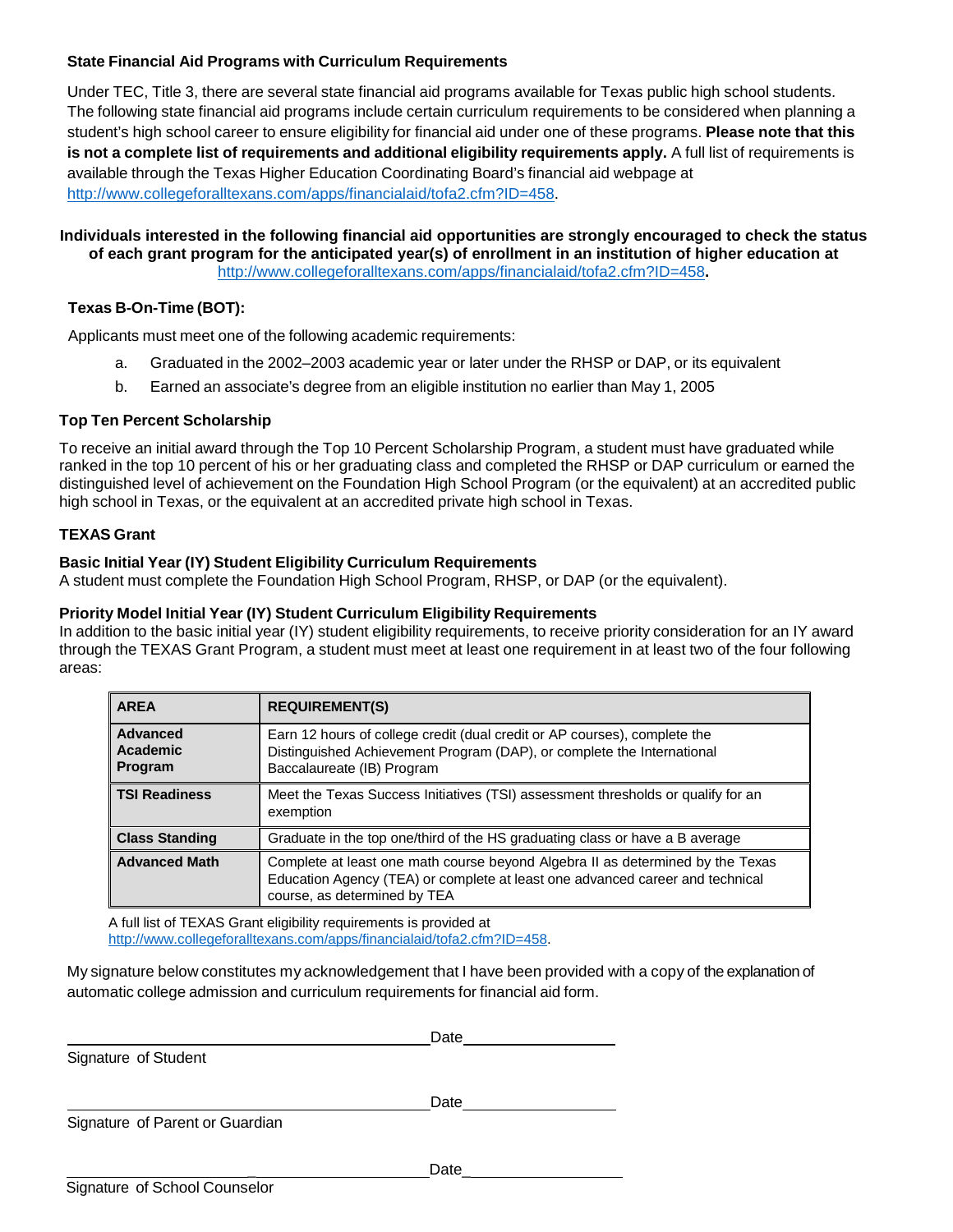### State Financial Aid Programs with Curriculum Requirements

Under TEC, Title 3, there are several state financial aid programs available for Texas public high school students. The following state financial aid programs include certain curriculum requirements to be considered when planning a student's high school career to ensure eligibility for financial aid under one of these programs. **Please note that this is not a complete list of requirements and additional eligibility requirements apply.** A full list of requirements is available through the Texas Higher Education Coordinating Board's financial aid webpage at http://www.collegeforalltexans.com/apps/financialaid/tofa2.cfm?ID=458.

**Individuals interested in the following financial aid opportunities are strongly encouraged to check the status of each grant program for the anticipated year(s) of enrollment in an institution of higher education at** http://www.collegeforalltexans.com/apps/financialaid/tofa2.cfm?ID=458**.**

### Texas B-On-Time (BOT):

Applicants must meet one of the following academic requirements:

a. Graduated in the 2002–2003 academic year or later under the RHSP or DAP, or its equivalent
b. Earned an associate's degree from an eligible institution no earlier than May 1, 2005

### Top Ten Percent Scholarship

To receive an initial award through the Top 10 Percent Scholarship Program, a student must have graduated while ranked in the top 10 percent of his or her graduating class and completed the RHSP or DAP curriculum or earned the distinguished level of achievement on the Foundation High School Program (or the equivalent) at an accredited public high school in Texas, or the equivalent at an accredited private high school in Texas.

### TEXAS Grant

**Basic Initial Year (IY) Student Eligibility Curriculum Requirements**
A student must complete the Foundation High School Program, RHSP, or DAP (or the equivalent).

**Priority Model Initial Year (IY) Student Curriculum Eligibility Requirements**
In addition to the basic initial year (IY) student eligibility requirements, to receive priority consideration for an IY award through the TEXAS Grant Program, a student must meet at least one requirement in at least two of the four following areas:

| AREA | REQUIREMENT(S) |
|---|---|
| Advanced Academic Program | Earn 12 hours of college credit (dual credit or AP courses), complete the Distinguished Achievement Program (DAP), or complete the International Baccalaureate (IB) Program |
| TSI Readiness | Meet the Texas Success Initiatives (TSI) assessment thresholds or qualify for an exemption |
| Class Standing | Graduate in the top one/third of the HS graduating class or have a B average |
| Advanced Math | Complete at least one math course beyond Algebra II as determined by the Texas Education Agency (TEA) or complete at least one advanced career and technical course, as determined by TEA |

A full list of TEXAS Grant eligibility requirements is provided at http://www.collegeforalltexans.com/apps/financialaid/tofa2.cfm?ID=458.

My signature below constitutes my acknowledgement that I have been provided with a copy of the explanation of automatic college admission and curriculum requirements for financial aid form.

\_\_\_\_\_\_\_\_\_\_\_\_\_\_\_\_\_\_\_\_\_\_\_\_\_\_\_\_\_\_\_\_\_\_\_\_ Date\_\_\_\_\_\_\_\_\_\_\_\_\_\_\_\_
Signature of Student

\_\_\_\_\_\_\_\_\_\_\_\_\_\_\_\_\_\_\_\_\_\_\_\_\_\_\_\_\_\_\_\_\_\_\_\_ Date\_\_\_\_\_\_\_\_\_\_\_\_\_\_\_\_
Signature of Parent or Guardian

\_\_\_\_\_\_\_\_\_\_\_\_\_\_\_\_\_\_\_\_\_\_\_\_\_\_\_\_\_\_\_\_\_\_\_\_ Date\_\_\_\_\_\_\_\_\_\_\_\_\_\_\_\_
Signature of School Counselor